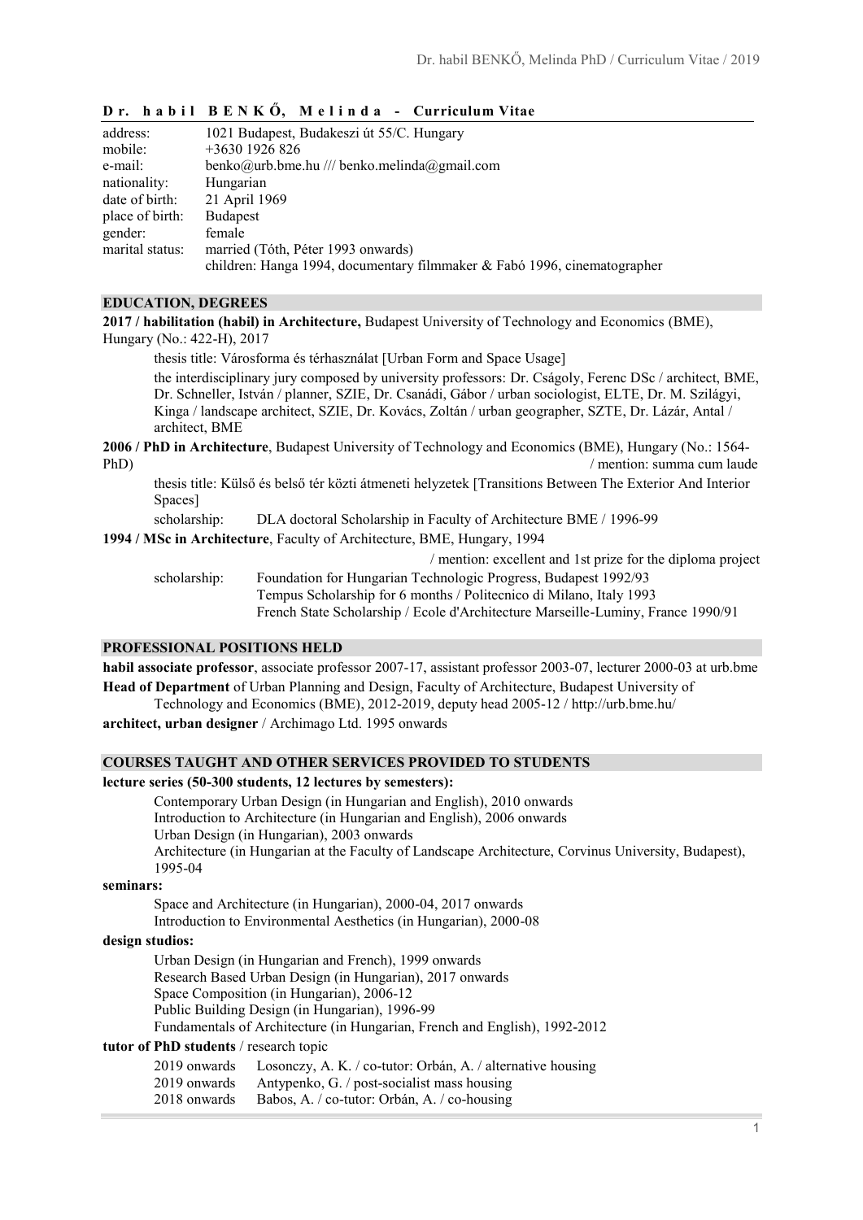# Dr. habil BENKŐ, Melinda - Curriculum Vitae

| | |
|---|---|
| address: | 1021 Budapest, Budakeszi út 55/C. Hungary |
| mobile: | +3630 1926 826 |
| e-mail: | benko@urb.bme.hu /// benko.melinda@gmail.com |
| nationality: | Hungarian |
| date of birth: | 21 April 1969 |
| place of birth: | Budapest |
| gender: | female |
| marital status: | married (Tóth, Péter 1993 onwards)<br>children: Hanga 1994, documentary filmmaker & Fabó 1996, cinematographer |

## EDUCATION, DEGREES

**2017 / habilitation (habil) in Architecture,** Budapest University of Technology and Economics (BME), Hungary (No.: 422-H), 2017

thesis title: Városforma és térhasználat [Urban Form and Space Usage]

the interdisciplinary jury composed by university professors: Dr. Ságoly, Ferenc DSc / architect, BME, Dr. Schneller, István / planner, SZIE, Dr. Csanádi, Gábor / urban sociologist, ELTE, Dr. M. Szilágyi, Kinga / landscape architect, SZIE, Dr. Kovács, Zoltán / urban geographer, SZTE, Dr. Lázár, Antal / architect, BME

**2006 / PhD in Architecture**, Budapest University of Technology and Economics (BME), Hungary (No.: 1564-PhD) / mention: summa cum laude

thesis title: Külső és belső tér közti átmeneti helyzetek [Transitions Between The Exterior And Interior Spaces]

scholarship: DLA doctoral Scholarship in Faculty of Architecture BME / 1996-99

**1994 / MSc in Architecture**, Faculty of Architecture, BME, Hungary, 1994

/ mention: excellent and 1st prize for the diploma project

scholarship: Foundation for Hungarian Technologic Progress, Budapest 1992/93
Tempus Scholarship for 6 months / Politecnico di Milano, Italy 1993
French State Scholarship / Ecole d'Architecture Marseille-Luminy, France 1990/91

## PROFESSIONAL POSITIONS HELD

**habil associate professor**, associate professor 2007-17, assistant professor 2003-07, lecturer 2000-03 at urb.bme

**Head of Department** of Urban Planning and Design, Faculty of Architecture, Budapest University of Technology and Economics (BME), 2012-2019, deputy head 2005-12 / http://urb.bme.hu/

**architect, urban designer** / Archimago Ltd. 1995 onwards

## COURSES TAUGHT AND OTHER SERVICES PROVIDED TO STUDENTS

**lecture series (50-300 students, 12 lectures by semesters):**

- Contemporary Urban Design (in Hungarian and English), 2010 onwards
- Introduction to Architecture (in Hungarian and English), 2006 onwards
- Urban Design (in Hungarian), 2003 onwards
- Architecture (in Hungarian at the Faculty of Landscape Architecture, Corvinus University, Budapest), 1995-04

**seminars:**

- Space and Architecture (in Hungarian), 2000-04, 2017 onwards
- Introduction to Environmental Aesthetics (in Hungarian), 2000-08

**design studios:**

- Urban Design (in Hungarian and French), 1999 onwards
- Research Based Urban Design (in Hungarian), 2017 onwards
- Space Composition (in Hungarian), 2006-12
- Public Building Design (in Hungarian), 1996-99
- Fundamentals of Architecture (in Hungarian, French and English), 1992-2012

**tutor of PhD students** / research topic

| | |
|---|---|
| 2019 onwards | Losonczy, A. K. / co-tutor: Orbán, A. / alternative housing |
| 2019 onwards | Antypenko, G. / post-socialist mass housing |
| 2018 onwards | Babos, A. / co-tutor: Orbán, A. / co-housing |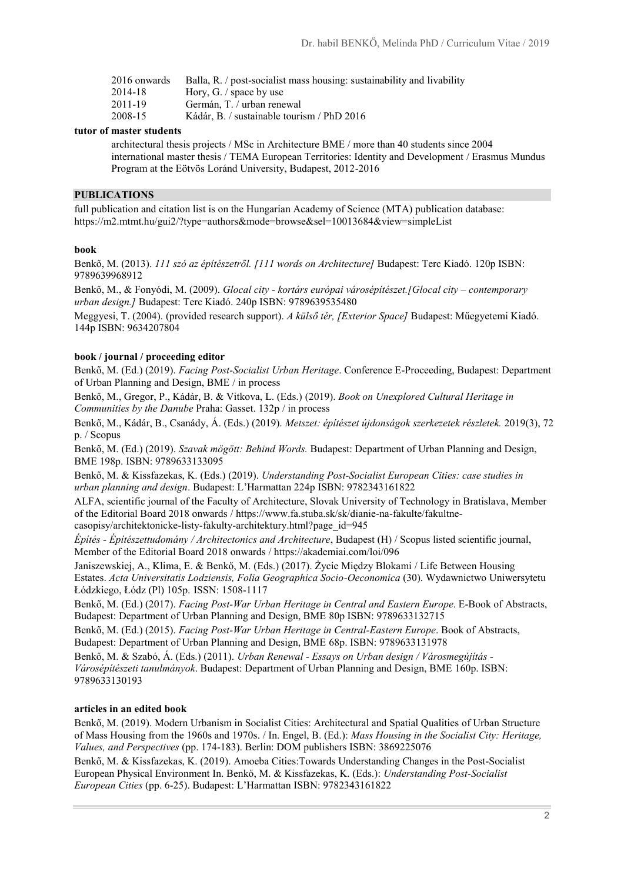| | |
|---|---|
| 2016 onwards | Balla, R. / post-socialist mass housing: sustainability and livability |
| 2014-18 | Hory, G. / space by use |
| 2011-19 | Germán, T. / urban renewal |
| 2008-15 | Kádár, B. / sustainable tourism / PhD 2016 |

**tutor of master students**

architectural thesis projects / MSc in Architecture BME / more than 40 students since 2004

international master thesis / TEMA European Territories: Identity and Development / Erasmus Mundus Program at the Eötvös Loránd University, Budapest, 2012-2016

## PUBLICATIONS

full publication and citation list is on the Hungarian Academy of Science (MTA) publication database: https://m2.mtmt.hu/gui2/?type=authors&mode=browse&sel=10013684&view=simpleList

**book**

Benkő, M. (2013). *111 szó az építészetről. [111 words on Architecture]* Budapest: Terc Kiadó. 120p ISBN: 9789639968912

Benkő, M., & Fonyódi, M. (2009). *Glocal city - kortárs európai városépítészet.[Glocal city – contemporary urban design.]* Budapest: Terc Kiadó. 240p ISBN: 9789639535480

Meggyesi, T. (2004). (provided research support). *A külső tér, [Exterior Space]* Budapest: Műegyetemi Kiadó. 144p ISBN: 9634207804

**book / journal / proceeding editor**

Benkő, M. (Ed.) (2019). *Facing Post-Socialist Urban Heritage*. Conference E-Proceeding, Budapest: Department of Urban Planning and Design, BME / in process

Benkő, M., Gregor, P., Kádár, B. & Vitkova, L. (Eds.) (2019). *Book on Unexplored Cultural Heritage in Communities by the Danube* Praha: Gasset. 132p / in process

Benkő, M., Kádár, B., Csanády, Á. (Eds.) (2019). *Metszet: építészet újdonságok szerkezetek részletek.* 2019(3), 72 p. / Scopus

Benkő, M. (Ed.) (2019). *Szavak mögött: Behind Words.* Budapest: Department of Urban Planning and Design, BME 198p. ISBN: 9789633133095

Benkő, M. & Kissfazekas, K. (Eds.) (2019). *Understanding Post-Socialist European Cities: case studies in urban planning and design*. Budapest: L'Harmattan 224p ISBN: 9782343161822

ALFA, scientific journal of the Faculty of Architecture, Slovak University of Technology in Bratislava, Member of the Editorial Board 2018 onwards / https://www.fa.stuba.sk/sk/dianie-na-fakulte/fakultne-casopisy/architektonicke-listy-fakulty-architektury.html?page_id=945

*Építés - Építészettudomány / Architectonics and Architecture*, Budapest (H) / Scopus listed scientific journal, Member of the Editorial Board 2018 onwards / https://akademiai.com/loi/096

Janiszewskiej, A., Klima, E. & Benkő, M. (Eds.) (2017). Życie Między Blokami / Life Between Housing Estates. *Acta Universitatis Lodziensis, Folia Geographica Socio-Oeconomica* (30). Wydawnictwo Uniwersytetu Łódzkiego, Łódz (Pl) 105p. ISSN: 1508-1117

Benkő, M. (Ed.) (2017). *Facing Post-War Urban Heritage in Central and Eastern Europe*. E-Book of Abstracts, Budapest: Department of Urban Planning and Design, BME 80p ISBN: 9789633132715

Benkő, M. (Ed.) (2015). *Facing Post-War Urban Heritage in Central-Eastern Europe*. Book of Abstracts, Budapest: Department of Urban Planning and Design, BME 68p. ISBN: 9789633131978

Benkő, M. & Szabó, Á. (Eds.) (2011). *Urban Renewal - Essays on Urban design / Városmegújítás - Városépítészeti tanulmányok*. Budapest: Department of Urban Planning and Design, BME 160p. ISBN: 9789633130193

**articles in an edited book**

Benkő, M. (2019). Modern Urbanism in Socialist Cities: Architectural and Spatial Qualities of Urban Structure of Mass Housing from the 1960s and 1970s. / In. Engel, B. (Ed.): *Mass Housing in the Socialist City: Heritage, Values, and Perspectives* (pp. 174-183). Berlin: DOM publishers ISBN: 3869225076

Benkő, M. & Kissfazekas, K. (2019). Amoeba Cities:Towards Understanding Changes in the Post-Socialist European Physical Environment In. Benkő, M. & Kissfazekas, K. (Eds.): *Understanding Post-Socialist European Cities* (pp. 6-25). Budapest: L'Harmattan ISBN: 9782343161822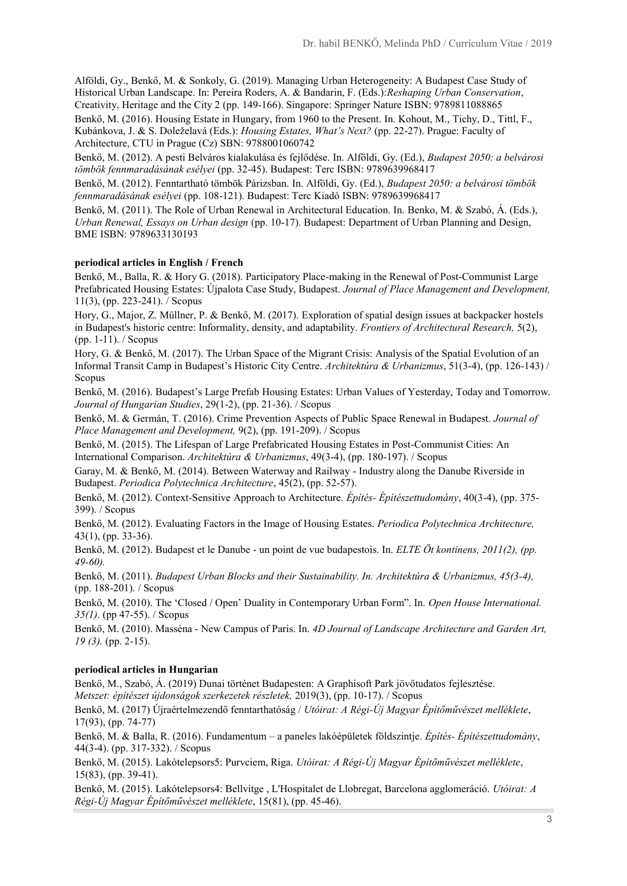Alföldi, Gy., Benkő, M. & Sonkoly, G. (2019). Managing Urban Heterogeneity: A Budapest Case Study of Historical Urban Landscape. In: Pereira Roders, A. & Bandarin, F. (Eds.):*Reshaping Urban Conservation*, Creativity, Heritage and the City 2 (pp. 149-166). Singapore: Springer Nature ISBN: 9789811088865

Benkő, M. (2016). Housing Estate in Hungary, from 1960 to the Present. In. Kohout, M., Tichy, D., Tittl, F., Kubánkova, J. & S. Doleželavá (Eds.): *Housing Estates, What's Next?* (pp. 22-27). Prague: Faculty of Architecture, CTU in Prague (Cz) SBN: 9788001060742

Benkő, M. (2012). A pesti Belváros kialakulása és fejlődése. In. Alföldi, Gy. (Ed.), *Budapest 2050: a belvárosi tömbök fennmaradásának esélyei* (pp. 32-45). Budapest: Terc ISBN: 9789639968417

Benkő, M. (2012). Fenntartható tömbök Párizsban. In. Alföldi, Gy. (Ed.), *Budapest 2050: a belvárosi tömbök fennmaradásának esélyei* (pp. 108-121). Budapest: Terc Kiadó ISBN: 9789639968417

Benkő, M. (2011). The Role of Urban Renewal in Architectural Education. In. Benko, M. & Szabó, Á. (Eds.), *Urban Renewal, Essays on Urban design* (pp. 10-17). Budapest: Department of Urban Planning and Design, BME ISBN: 9789633130193

**periodical articles in English / French**

Benkő, M., Balla, R. & Hory G. (2018). Participatory Place-making in the Renewal of Post-Communist Large Prefabricated Housing Estates: Újpalota Case Study, Budapest. *Journal of Place Management and Development,* 11(3), (pp. 223-241). / Scopus

Hory, G., Major, Z. Müllner, P. & Benkő, M. (2017). Exploration of spatial design issues at backpacker hostels in Budapest's historic centre: Informality, density, and adaptability. *Frontiers of Architectural Research,* 5(2), (pp. 1-11). / Scopus

Hory, G. & Benkő, M. (2017). The Urban Space of the Migrant Crisis: Analysis of the Spatial Evolution of an Informal Transit Camp in Budapest's Historic City Centre. *Architektúra & Urbanizmus*, 51(3-4), (pp. 126-143) / Scopus

Benkő, M. (2016). Budapest's Large Prefab Housing Estates: Urban Values of Yesterday, Today and Tomorrow. *Journal of Hungarian Studies*, 29(1-2), (pp. 21-36). / Scopus

Benkő, M. & Germán, T. (2016). Crime Prevention Aspects of Public Space Renewal in Budapest. *Journal of Place Management and Development,* 9(2), (pp. 191-209). / Scopus

Benkő, M. (2015). The Lifespan of Large Prefabricated Housing Estates in Post-Communist Cities: An International Comparison. *Architektúra & Urbanizmus*, 49(3-4), (pp. 180-197). / Scopus

Garay, M. & Benkő, M. (2014). Between Waterway and Railway - Industry along the Danube Riverside in Budapest. *Periodica Polytechnica Architecture*, 45(2), (pp. 52-57).

Benkő, M. (2012). Context-Sensitive Approach to Architecture. *Építés- Építészettudomány*, 40(3-4), (pp. 375-399). / Scopus

Benkő, M. (2012). Evaluating Factors in the Image of Housing Estates. *Periodica Polytechnica Architecture,* 43(1), (pp. 33-36).

Benkő, M. (2012). Budapest et le Danube - un point de vue budapestois. In. *ELTE Öt kontinens, 2011(2), (pp. 49-60).*

Benkő, M. (2011). *Budapest Urban Blocks and their Sustainability. In. Architektúra & Urbanizmus, 45(3-4),* (pp. 188-201). / Scopus

Benkő, M. (2010). The 'Closed / Open' Duality in Contemporary Urban Form". In. *Open House International. 35(1)*. (pp 47-55). / Scopus

Benkő, M. (2010). Masséna - New Campus of Paris. In. *4D Journal of Landscape Architecture and Garden Art, 19 (3).* (pp. 2-15).

**periodical articles in Hungarian**

Benkő, M., Szabó, Á. (2019) Dunai történet Budapesten: A Graphisoft Park jövőtudatos fejlesztése. *Metszet: építészet újdonságok szerkezetek részletek,* 2019(3), (pp. 10-17). / Scopus

Benkő, M. (2017) Újraértelmezendő fenntarthatóság / *Utóirat: A Régi-Új Magyar Építőművészet melléklete*, 17(93), (pp. 74-77)

Benkő, M. & Balla, R. (2016). Fundamentum – a paneles lakóépületek földszintje. *Építés- Építészettudomány*, 44(3-4). (pp. 317-332). / Scopus

Benkő, M. (2015). Lakótelepsors5: Purvciem, Riga. *Utóirat: A Régi-Új Magyar Építőművészet melléklete*, 15(83), (pp. 39-41).

Benkő, M. (2015). Lakótelepsors4: Bellvitge , L'Hospitalet de Llobregat, Barcelona agglomeráció. *Utóirat: A Régi-Új Magyar Építőművészet melléklete*, 15(81), (pp. 45-46).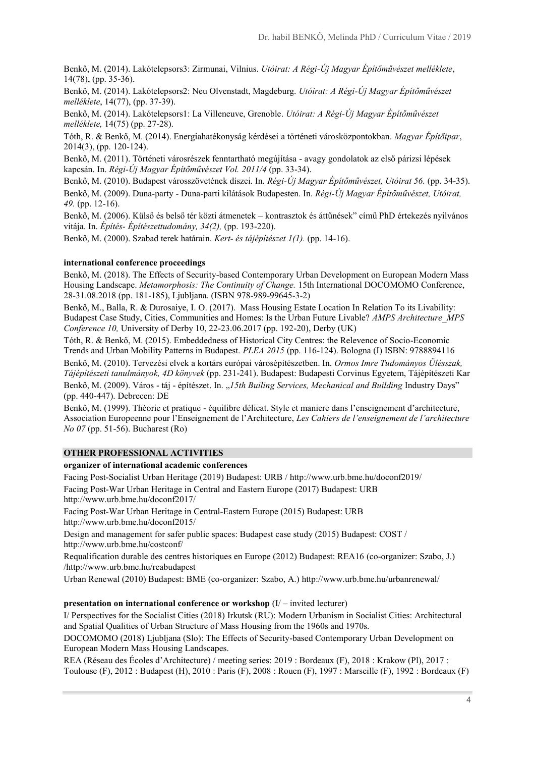Benkő, M. (2014). Lakótelepsors3: Zirmunai, Vilnius. *Utóirat: A Régi-Új Magyar Építőművészet melléklete*, 14(78), (pp. 35-36).

Benkő, M. (2014). Lakótelepsors2: Neu Olvenstadt, Magdeburg. *Utóirat: A Régi-Új Magyar Építőművészet melléklete*, 14(77), (pp. 37-39).

Benkő, M. (2014). Lakótelepsors1: La Villeneuve, Grenoble. *Utóirat: A Régi-Új Magyar Építőművészet melléklete,* 14(75) (pp. 27-28).

Tóth, R. & Benkő, M. (2014). Energiahatékonyság kérdései a történeti városközpontokban. *Magyar Építőipar*, 2014(3), (pp. 120-124).

Benkő, M. (2011). Történeti városrészek fenntartható megújítása - avagy gondolatok az első párizsi lépések kapcsán. In. *Régi-Új Magyar Építőművészet Vol. 2011/4* (pp. 33-34).

Benkő, M. (2010). Budapest városszövetének díszei. In. *Régi-Új Magyar Építőművészet, Utóirat 56.* (pp. 34-35).

Benkő, M. (2009). Duna-party - Duna-parti kilátások Budapesten. In. *Régi-Új Magyar Építőművészet, Utóirat, 49.* (pp. 12-16).

Benkő, M. (2006). Külső és belső tér közti átmenetek – kontrasztok és áttűnések" című PhD értekezés nyilvános vitája. In. *Építés- Építészettudomány, 34(2),* (pp. 193-220).

Benkő, M. (2000). Szabad terek határain. *Kert- és tájépítészet 1(1).* (pp. 14-16).

**international conference proceedings**

Benkő, M. (2018). The Effects of Security-based Contemporary Urban Development on European Modern Mass Housing Landscape. *Metamorphosis: The Continuity of Change.* 15th International DOCOMOMO Conference, 28-31.08.2018 (pp. 181-185), Ljubljana. (ISBN 978-989-99645-3-2)

Benkő, M., Balla, R. & Durosaiye, I. O. (2017). Mass Housing Estate Location In Relation To its Livability: Budapest Case Study, Cities, Communities and Homes: Is the Urban Future Livable? *AMPS Architecture_MPS Conference 10,* University of Derby 10, 22-23.06.2017 (pp. 192-20), Derby (UK)

Tóth, R. & Benkő, M. (2015). Embeddedness of Historical City Centres: the Relevence of Socio-Economic Trends and Urban Mobility Patterns in Budapest. *PLEA 2015* (pp. 116-124). Bologna (I) ISBN: 9788894116

Benkő, M. (2010). Tervezési elvek a kortárs európai városépítészetben. In. *Ormos Imre Tudományos Ülésszak, Tájépítészeti tanulmányok, 4D könyvek* (pp. 231-241). Budapest: Budapesti Corvinus Egyetem, Tájépítészeti Kar

Benkő, M. (2009). Város - táj - építészet. In. „*15th Builing Services, Mechanical and Building* Industry Days" (pp. 440-447). Debrecen: DE

Benkő, M. (1999). Théorie et pratique - équilibre délicat. Style et maniere dans l'enseignement d'architecture, Association Europeenne pour l'Enseignement de l'Architecture, *Les Cahiers de l'enseignement de l'architecture No 07* (pp. 51-56). Bucharest (Ro)

## OTHER PROFESSIONAL ACTIVITIES

**organizer of international academic conferences**

Facing Post-Socialist Urban Heritage (2019) Budapest: URB / http://www.urb.bme.hu/doconf2019/

Facing Post-War Urban Heritage in Central and Eastern Europe (2017) Budapest: URB http://www.urb.bme.hu/doconf2017/

Facing Post-War Urban Heritage in Central-Eastern Europe (2015) Budapest: URB http://www.urb.bme.hu/doconf2015/

Design and management for safer public spaces: Budapest case study (2015) Budapest: COST / http://www.urb.bme.hu/costconf/

Requalification durable des centres historiques en Europe (2012) Budapest: REA16 (co-organizer: Szabo, J.) /http://www.urb.bme.hu/reabudapest

Urban Renewal (2010) Budapest: BME (co-organizer: Szabo, A.) http://www.urb.bme.hu/urbanrenewal/

**presentation on international conference or workshop** (I/ – invited lecturer)

I/ Perspectives for the Socialist Cities (2018) Irkutsk (RU): Modern Urbanism in Socialist Cities: Architectural and Spatial Qualities of Urban Structure of Mass Housing from the 1960s and 1970s.

DOCOMOMO (2018) Ljubljana (Slo): The Effects of Security-based Contemporary Urban Development on European Modern Mass Housing Landscapes.

REA (Réseau des Écoles d'Architecture) / meeting series: 2019 : Bordeaux (F), 2018 : Krakow (Pl), 2017 : Toulouse (F), 2012 : Budapest (H), 2010 : Paris (F), 2008 : Rouen (F), 1997 : Marseille (F), 1992 : Bordeaux (F)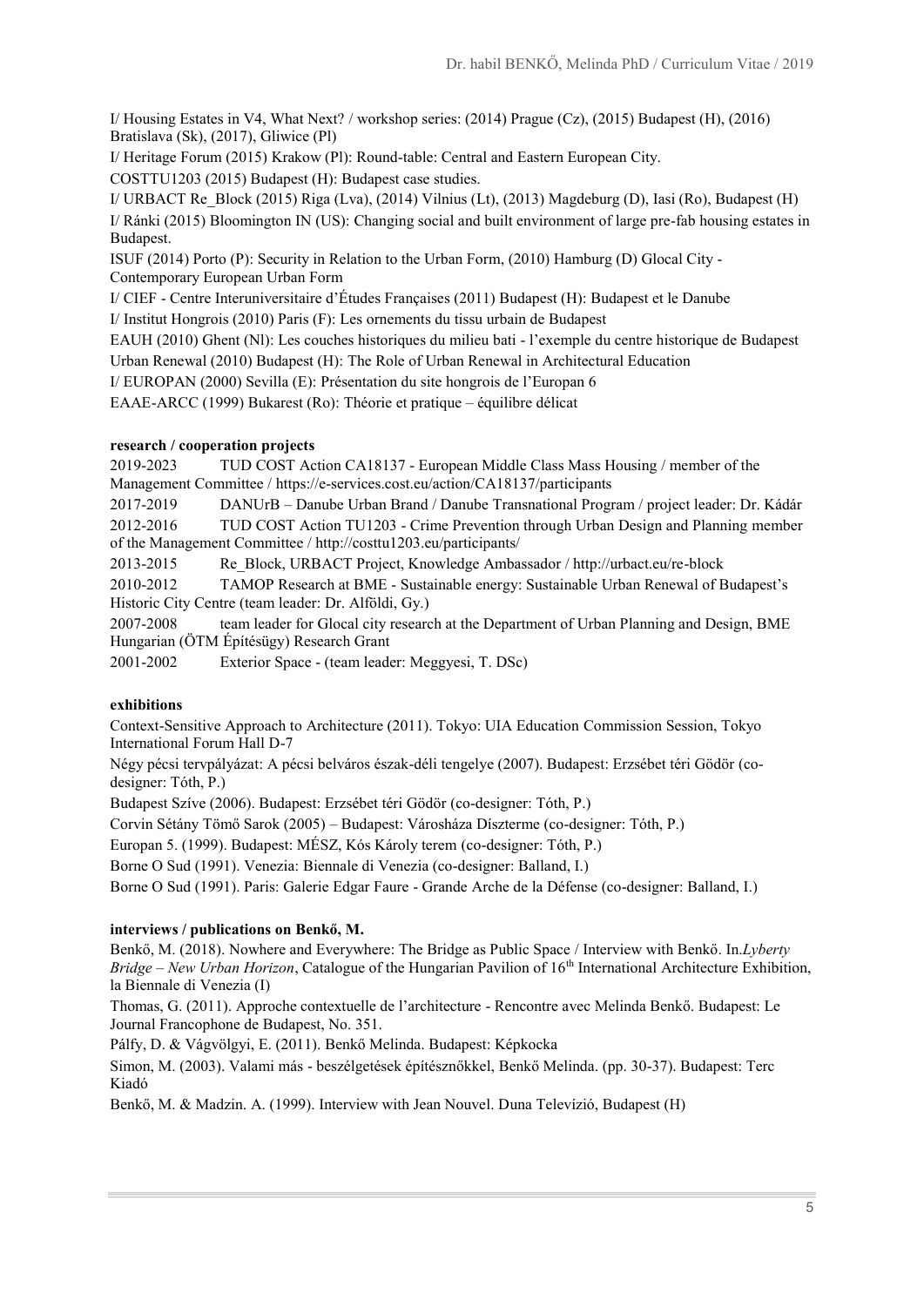I/ Housing Estates in V4, What Next? / workshop series: (2014) Prague (Cz), (2015) Budapest (H), (2016) Bratislava (Sk), (2017), Gliwice (Pl)

I/ Heritage Forum (2015) Krakow (Pl): Round-table: Central and Eastern European City.

COSTTU1203 (2015) Budapest (H): Budapest case studies.

I/ URBACT Re_Block (2015) Riga (Lva), (2014) Vilnius (Lt), (2013) Magdeburg (D), Iasi (Ro), Budapest (H)

I/ Ránki (2015) Bloomington IN (US): Changing social and built environment of large pre-fab housing estates in Budapest.

ISUF (2014) Porto (P): Security in Relation to the Urban Form, (2010) Hamburg (D) Glocal City - Contemporary European Urban Form

I/ CIEF - Centre Interuniversitaire d'Études Françaises (2011) Budapest (H): Budapest et le Danube

I/ Institut Hongrois (2010) Paris (F): Les ornements du tissu urbain de Budapest

EAUH (2010) Ghent (Nl): Les couches historiques du milieu bati - l'exemple du centre historique de Budapest

Urban Renewal (2010) Budapest (H): The Role of Urban Renewal in Architectural Education

I/ EUROPAN (2000) Sevilla (E): Présentation du site hongrois de l'Europan 6

EAAE-ARCC (1999) Bukarest (Ro): Théorie et pratique – équilibre délicat

**research / cooperation projects**

2019-2023 TUD COST Action CA18137 - European Middle Class Mass Housing / member of the Management Committee / https://e-services.cost.eu/action/CA18137/participants

2017-2019 DANUrB – Danube Urban Brand / Danube Transnational Program / project leader: Dr. Kádár

2012-2016 TUD COST Action TU1203 - Crime Prevention through Urban Design and Planning member of the Management Committee / http://costtu1203.eu/participants/

2013-2015 Re_Block, URBACT Project, Knowledge Ambassador / http://urbact.eu/re-block

2010-2012 TAMOP Research at BME - Sustainable energy: Sustainable Urban Renewal of Budapest's Historic City Centre (team leader: Dr. Alföldi, Gy.)

2007-2008 team leader for Glocal city research at the Department of Urban Planning and Design, BME Hungarian (ÖTM Építésügy) Research Grant

2001-2002 Exterior Space - (team leader: Meggyesi, T. DSc)

**exhibitions**

Context-Sensitive Approach to Architecture (2011). Tokyo: UIA Education Commission Session, Tokyo International Forum Hall D-7

Négy pécsi tervpályázat: A pécsi belváros észak-déli tengelye (2007). Budapest: Erzsébet téri Gödör (co-designer: Tóth, P.)

Budapest Szíve (2006). Budapest: Erzsébet téri Gödör (co-designer: Tóth, P.)

Corvin Sétány Tömő Sarok (2005) – Budapest: Városháza Díszterme (co-designer: Tóth, P.)

Europan 5. (1999). Budapest: MÉSZ, Kós Károly terem (co-designer: Tóth, P.)

Borne O Sud (1991). Venezia: Biennale di Venezia (co-designer: Balland, I.)

Borne O Sud (1991). Paris: Galerie Edgar Faure - Grande Arche de la Défense (co-designer: Balland, I.)

**interviews / publications on Benkő, M.**

Benkő, M. (2018). Nowhere and Everywhere: The Bridge as Public Space / Interview with Benkő. In.*Lyberty Bridge – New Urban Horizon*, Catalogue of the Hungarian Pavilion of 16th International Architecture Exhibition, la Biennale di Venezia (I)

Thomas, G. (2011). Approche contextuelle de l'architecture - Rencontre avec Melinda Benkő. Budapest: Le Journal Francophone de Budapest, No. 351.

Pálfy, D. & Vágvölgyi, E. (2011). Benkő Melinda. Budapest: Képkocka

Simon, M. (2003). Valami más - beszélgetések építésznőkkel, Benkő Melinda. (pp. 30-37). Budapest: Terc Kiadó

Benkő, M. & Madzin. A. (1999). Interview with Jean Nouvel. Duna Televízió, Budapest (H)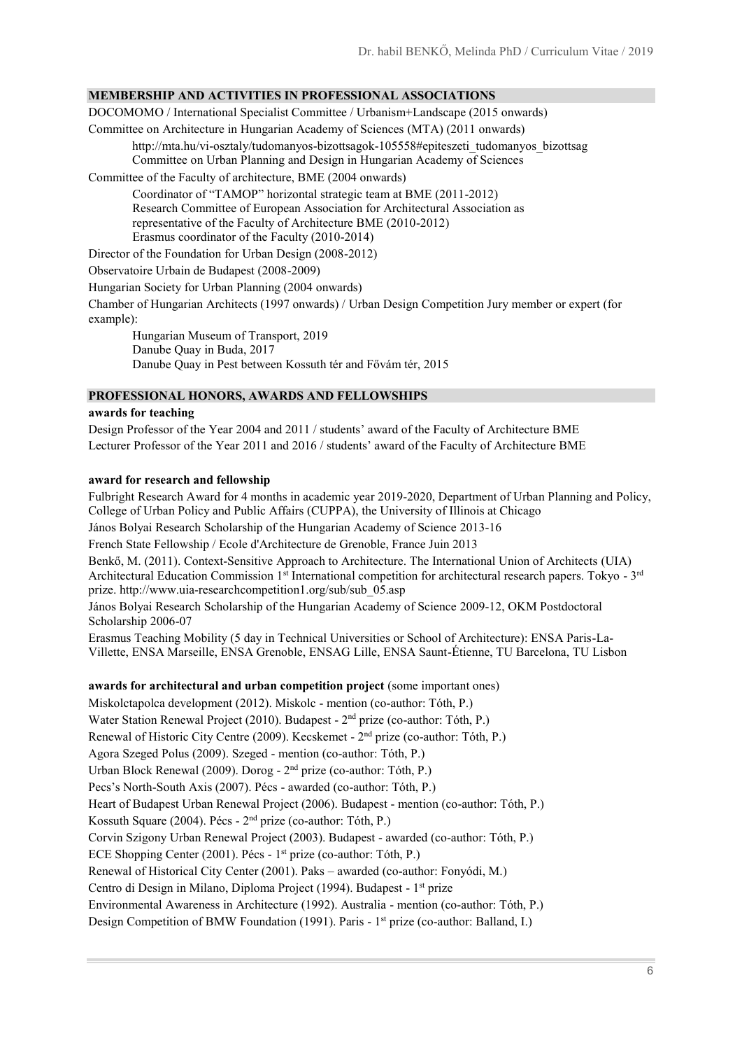## MEMBERSHIP AND ACTIVITIES IN PROFESSIONAL ASSOCIATIONS

DOCOMOMO / International Specialist Committee / Urbanism+Landscape (2015 onwards)

Committee on Architecture in Hungarian Academy of Sciences (MTA) (2011 onwards)

> http://mta.hu/vi-osztaly/tudomanyos-bizottsagok-105558#epiteszeti_tudomanyos_bizottsag
> Committee on Urban Planning and Design in Hungarian Academy of Sciences

Committee of the Faculty of architecture, BME (2004 onwards)

> Coordinator of "TAMOP" horizontal strategic team at BME (2011-2012)
> Research Committee of European Association for Architectural Association as representative of the Faculty of Architecture BME (2010-2012)
> Erasmus coordinator of the Faculty (2010-2014)

Director of the Foundation for Urban Design (2008-2012)

Observatoire Urbain de Budapest (2008-2009)

Hungarian Society for Urban Planning (2004 onwards)

Chamber of Hungarian Architects (1997 onwards) / Urban Design Competition Jury member or expert (for example):

> Hungarian Museum of Transport, 2019
> Danube Quay in Buda, 2017
> Danube Quay in Pest between Kossuth tér and Fővám tér, 2015

## PROFESSIONAL HONORS, AWARDS AND FELLOWSHIPS

**awards for teaching**

Design Professor of the Year 2004 and 2011 / students' award of the Faculty of Architecture BME

Lecturer Professor of the Year 2011 and 2016 / students' award of the Faculty of Architecture BME

**award for research and fellowship**

Fulbright Research Award for 4 months in academic year 2019-2020, Department of Urban Planning and Policy, College of Urban Policy and Public Affairs (CUPPA), the University of Illinois at Chicago

János Bolyai Research Scholarship of the Hungarian Academy of Science 2013-16

French State Fellowship / Ecole d'Architecture de Grenoble, France Juin 2013

Benkő, M. (2011). Context-Sensitive Approach to Architecture. The International Union of Architects (UIA) Architectural Education Commission 1st International competition for architectural research papers. Tokyo - 3rd prize. http://www.uia-researchcompetition1.org/sub/sub_05.asp

János Bolyai Research Scholarship of the Hungarian Academy of Science 2009-12, OKM Postdoctoral Scholarship 2006-07

Erasmus Teaching Mobility (5 day in Technical Universities or School of Architecture): ENSA Paris-La-Villette, ENSA Marseille, ENSA Grenoble, ENSAG Lille, ENSA Saunt-Étienne, TU Barcelona, TU Lisbon

**awards for architectural and urban competition project** (some important ones)

Miskolctapolca development (2012). Miskolc - mention (co-author: Tóth, P.)

Water Station Renewal Project (2010). Budapest - 2nd prize (co-author: Tóth, P.)

Renewal of Historic City Centre (2009). Kecskemet - 2nd prize (co-author: Tóth, P.)

Agora Szeged Polus (2009). Szeged - mention (co-author: Tóth, P.)

Urban Block Renewal (2009). Dorog - 2nd prize (co-author: Tóth, P.)

Pecs's North-South Axis (2007). Pécs - awarded (co-author: Tóth, P.)

Heart of Budapest Urban Renewal Project (2006). Budapest - mention (co-author: Tóth, P.)

Kossuth Square (2004). Pécs - 2nd prize (co-author: Tóth, P.)

Corvin Szigony Urban Renewal Project (2003). Budapest - awarded (co-author: Tóth, P.)

ECE Shopping Center (2001). Pécs - 1st prize (co-author: Tóth, P.)

Renewal of Historical City Center (2001). Paks – awarded (co-author: Fonyódi, M.)

Centro di Design in Milano, Diploma Project (1994). Budapest - 1st prize

Environmental Awareness in Architecture (1992). Australia - mention (co-author: Tóth, P.)

Design Competition of BMW Foundation (1991). Paris - 1st prize (co-author: Balland, I.)